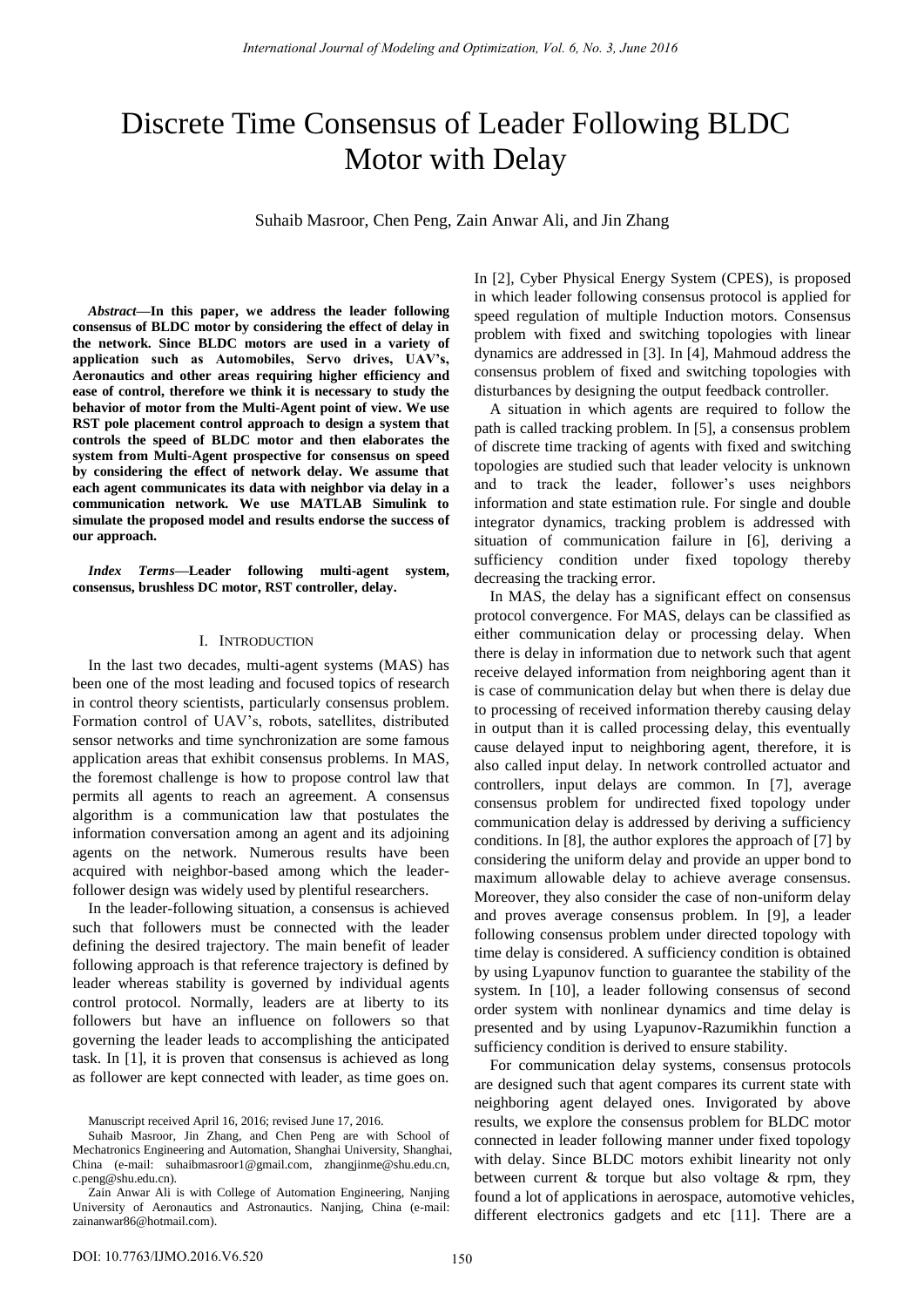# Discrete Time Consensus of Leader Following BLDC Motor with Delay

Suhaib Masroor, Chen Peng, Zain Anwar Ali, and Jin Zhang

***Abstract*—In this paper, we address the leader following consensus of BLDC motor by considering the effect of delay in the network. Since BLDC motors are used in a variety of application such as Automobiles, Servo drives, UAV's, Aeronautics and other areas requiring higher efficiency and ease of control, therefore we think it is necessary to study the behavior of motor from the Multi-Agent point of view. We use RST pole placement control approach to design a system that controls the speed of BLDC motor and then elaborates the system from Multi-Agent prospective for consensus on speed by considering the effect of network delay. We assume that each agent communicates its data with neighbor via delay in a communication network. We use MATLAB Simulink to simulate the proposed model and results endorse the success of our approach.**

***Index Terms*—Leader following multi-agent system, consensus, brushless DC motor, RST controller, delay.**

## I. Introduction

In the last two decades, multi-agent systems (MAS) has been one of the most leading and focused topics of research in control theory scientists, particularly consensus problem. Formation control of UAV's, robots, satellites, distributed sensor networks and time synchronization are some famous application areas that exhibit consensus problems. In MAS, the foremost challenge is how to propose control law that permits all agents to reach an agreement. A consensus algorithm is a communication law that postulates the information conversation among an agent and its adjoining agents on the network. Numerous results have been acquired with neighbor-based among which the leader-follower design was widely used by plentiful researchers.

In the leader-following situation, a consensus is achieved such that followers must be connected with the leader defining the desired trajectory. The main benefit of leader following approach is that reference trajectory is defined by leader whereas stability is governed by individual agents control protocol. Normally, leaders are at liberty to its followers but have an influence on followers so that governing the leader leads to accomplishing the anticipated task. In [1], it is proven that consensus is achieved as long as follower are kept connected with leader, as time goes on.

Manuscript received April 16, 2016; revised June 17, 2016.

Suhaib Masroor, Jin Zhang, and Chen Peng are with School of Mechatronics Engineering and Automation, Shanghai University, Shanghai, China (e-mail: suhaibmasroor1@gmail.com, zhangjinme@shu.edu.cn, c.peng@shu.edu.cn).

Zain Anwar Ali is with College of Automation Engineering, Nanjing University of Aeronautics and Astronautics. Nanjing, China (e-mail: zainanwar86@hotmail.com).

In [2], Cyber Physical Energy System (CPES), is proposed in which leader following consensus protocol is applied for speed regulation of multiple Induction motors. Consensus problem with fixed and switching topologies with linear dynamics are addressed in [3]. In [4], Mahmoud address the consensus problem of fixed and switching topologies with disturbances by designing the output feedback controller.

A situation in which agents are required to follow the path is called tracking problem. In [5], a consensus problem of discrete time tracking of agents with fixed and switching topologies are studied such that leader velocity is unknown and to track the leader, follower's uses neighbors information and state estimation rule. For single and double integrator dynamics, tracking problem is addressed with situation of communication failure in [6], deriving a sufficiency condition under fixed topology thereby decreasing the tracking error.

In MAS, the delay has a significant effect on consensus protocol convergence. For MAS, delays can be classified as either communication delay or processing delay. When there is delay in information due to network such that agent receive delayed information from neighboring agent than it is case of communication delay but when there is delay due to processing of received information thereby causing delay in output than it is called processing delay, this eventually cause delayed input to neighboring agent, therefore, it is also called input delay. In network controlled actuator and controllers, input delays are common. In [7], average consensus problem for undirected fixed topology under communication delay is addressed by deriving a sufficiency conditions. In [8], the author explores the approach of [7] by considering the uniform delay and provide an upper bond to maximum allowable delay to achieve average consensus. Moreover, they also consider the case of non-uniform delay and proves average consensus problem. In [9], a leader following consensus problem under directed topology with time delay is considered. A sufficiency condition is obtained by using Lyapunov function to guarantee the stability of the system. In [10], a leader following consensus of second order system with nonlinear dynamics and time delay is presented and by using Lyapunov-Razumikhin function a sufficiency condition is derived to ensure stability.

For communication delay systems, consensus protocols are designed such that agent compares its current state with neighboring agent delayed ones. Invigorated by above results, we explore the consensus problem for BLDC motor connected in leader following manner under fixed topology with delay. Since BLDC motors exhibit linearity not only between current & torque but also voltage & rpm, they found a lot of applications in aerospace, automotive vehicles, different electronics gadgets and etc [11]. There are a

DOI: 10.7763/IJMO.2016.V6.520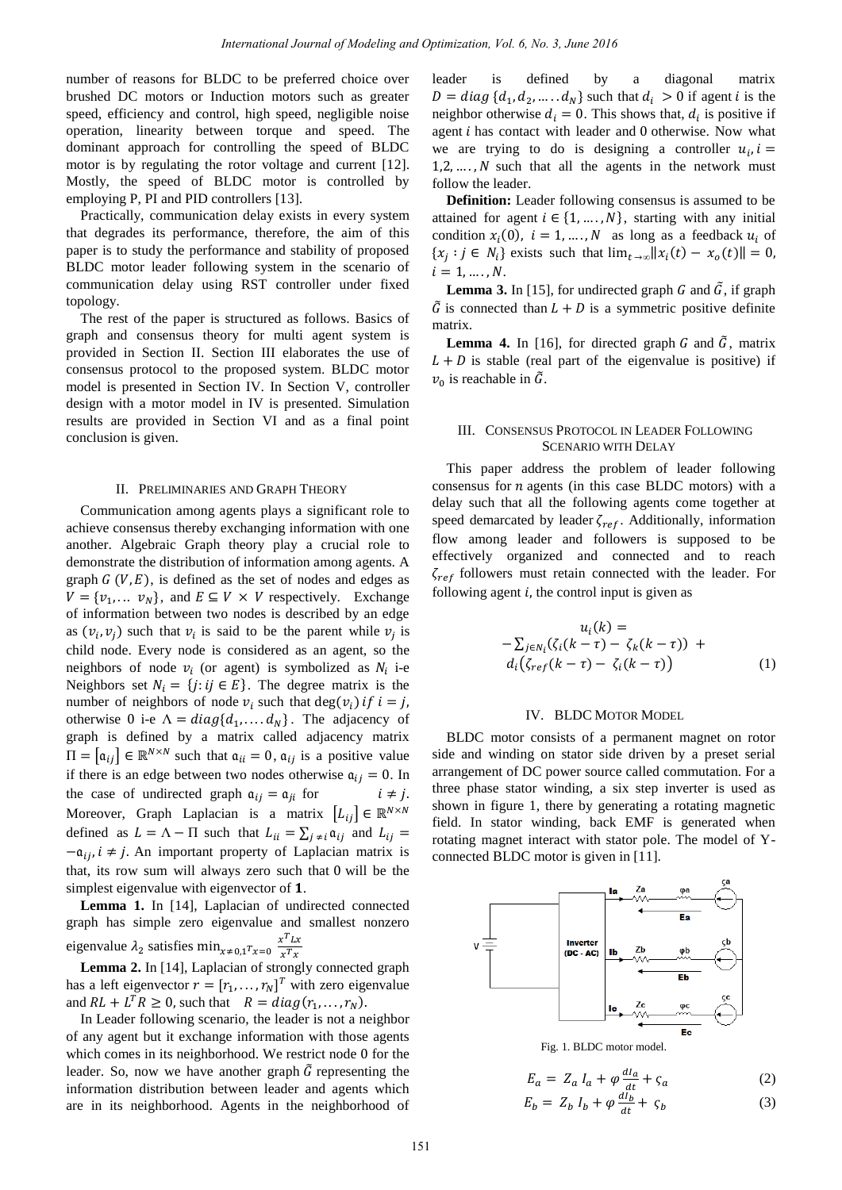number of reasons for BLDC to be preferred choice over brushed DC motors or Induction motors such as greater speed, efficiency and control, high speed, negligible noise operation, linearity between torque and speed. The dominant approach for controlling the speed of BLDC motor is by regulating the rotor voltage and current [12]. Mostly, the speed of BLDC motor is controlled by employing P, PI and PID controllers [13].

Practically, communication delay exists in every system that degrades its performance, therefore, the aim of this paper is to study the performance and stability of proposed BLDC motor leader following system in the scenario of communication delay using RST controller under fixed topology.

The rest of the paper is structured as follows. Basics of graph and consensus theory for multi agent system is provided in Section II. Section III elaborates the use of consensus protocol to the proposed system. BLDC motor model is presented in Section IV. In Section V, controller design with a motor model in IV is presented. Simulation results are provided in Section VI and as a final point conclusion is given.

## II. Preliminaries and Graph Theory

Communication among agents plays a significant role to achieve consensus thereby exchanging information with one another. Algebraic Graph theory play a crucial role to demonstrate the distribution of information among agents. A graph $G\ (V, E)$, is defined as the set of nodes and edges as $V = \{v_1, \ldots\ v_N\}$, and $E \subseteq V \times V$ respectively. Exchange of information between two nodes is described by an edge as $(v_i, v_j)$ such that $v_i$ is said to be the parent while $v_j$ is child node. Every node is considered as an agent, so the neighbors of node $v_i$ (or agent) is symbolized as $N_i$ i-e Neighbors set $N_i = \{j: ij \in E\}$. The degree matrix is the number of neighbors of node $v_i$ such that $\deg(v_i)\ if\ i = j$, otherwise 0 i-e $\Lambda = diag\{d_1, \ldots. d_N\}$. The adjacency of graph is defined by a matrix called adjacency matrix $\Pi = [\mathfrak{a}_{ij}] \in \mathbb{R}^{N\times N}$ such that $\mathfrak{a}_{ii} = 0$, $\mathfrak{a}_{ij}$ is a positive value if there is an edge between two nodes otherwise $\mathfrak{a}_{ij} = 0$. In the case of undirected graph $\mathfrak{a}_{ij} = \mathfrak{a}_{ji}$ for $i \neq j$. Moreover, Graph Laplacian is a matrix $[L_{ij}] \in \mathbb{R}^{N\times N}$ defined as $L = \Lambda - \Pi$ such that $L_{ii} = \sum_{j\neq i} \mathfrak{a}_{ij}$ and $L_{ij} = -\mathfrak{a}_{ij}, i \neq j$. An important property of Laplacian matrix is that, its row sum will always zero such that 0 will be the simplest eigenvalue with eigenvector of $\mathbf{1}$.

**Lemma 1.** In [14], Laplacian of undirected connected graph has simple zero eigenvalue and smallest nonzero eigenvalue $\lambda_2$ satisfies $\min_{x\neq 0, 1^T x=0} \frac{x^T Lx}{x^T x}$

**Lemma 2.** In [14], Laplacian of strongly connected graph has a left eigenvector $r = [r_1, \ldots, r_N]^T$ with zero eigenvalue and $RL + L^T R \geq 0$, such that $R = diag(r_1, \ldots, r_N)$.

In Leader following scenario, the leader is not a neighbor of any agent but it exchange information with those agents which comes in its neighborhood. We restrict node 0 for the leader. So, now we have another graph $\tilde{G}$ representing the information distribution between leader and agents which are in its neighborhood. Agents in the neighborhood of leader is defined by a diagonal matrix $D = diag\{d_1, d_2, \ldots. d_N\}$ such that $d_i > 0$ if agent $i$ is the neighbor otherwise $d_i = 0$. This shows that, $d_i$ is positive if agent $i$ has contact with leader and 0 otherwise. Now what we are trying to do is designing a controller $u_i, i = 1,2, \ldots., N$ such that all the agents in the network must follow the leader.

**Definition:** Leader following consensus is assumed to be attained for agent $i \in \{1, \ldots., N\}$, starting with any initial condition $x_i(0),\ i = 1, \ldots., N$ as long as a feedback $u_i$ of $\{x_j : j \in N_i\}$ exists such that $\lim_{t\to\infty} \|x_i(t) - x_o(t)\| = 0$, $i = 1, \ldots., N$.

**Lemma 3.** In [15], for undirected graph $G$ and $\tilde{G}$, if graph $\tilde{G}$ is connected than $L + D$ is a symmetric positive definite matrix.

**Lemma 4.** In [16], for directed graph $G$ and $\tilde{G}$, matrix $L + D$ is stable (real part of the eigenvalue is positive) if $v_0$ is reachable in $\tilde{G}$.

## III. Consensus Protocol in Leader Following Scenario with Delay

This paper address the problem of leader following consensus for $n$ agents (in this case BLDC motors) with a delay such that all the following agents come together at speed demarcated by leader $\zeta_{ref}$. Additionally, information flow among leader and followers is supposed to be effectively organized and connected and to reach $\zeta_{ref}$ followers must retain connected with the leader. For following agent $i$, the control input is given as

$$u_i(k) = -\sum_{j\in N_i}(\zeta_i(k-\tau) - \zeta_k(k-\tau)) + d_i(\zeta_{ref}(k-\tau) - \zeta_i(k-\tau)) \tag{1}$$

## IV. BLDC Motor Model

BLDC motor consists of a permanent magnet on rotor side and winding on stator side driven by a preset serial arrangement of DC power source called commutation. For a three phase stator winding, a six step inverter is used as shown in figure 1, there by generating a rotating magnetic field. In stator winding, back EMF is generated when rotating magnet interact with stator pole. The model of Y-connected BLDC motor is given in [11].

Fig. 1. BLDC motor model.

$$E_a = Z_a I_a + \varphi \frac{dI_a}{dt} + \varsigma_a \tag{2}$$

$$E_b = Z_b I_b + \varphi \frac{dI_b}{dt} + \varsigma_b \tag{3}$$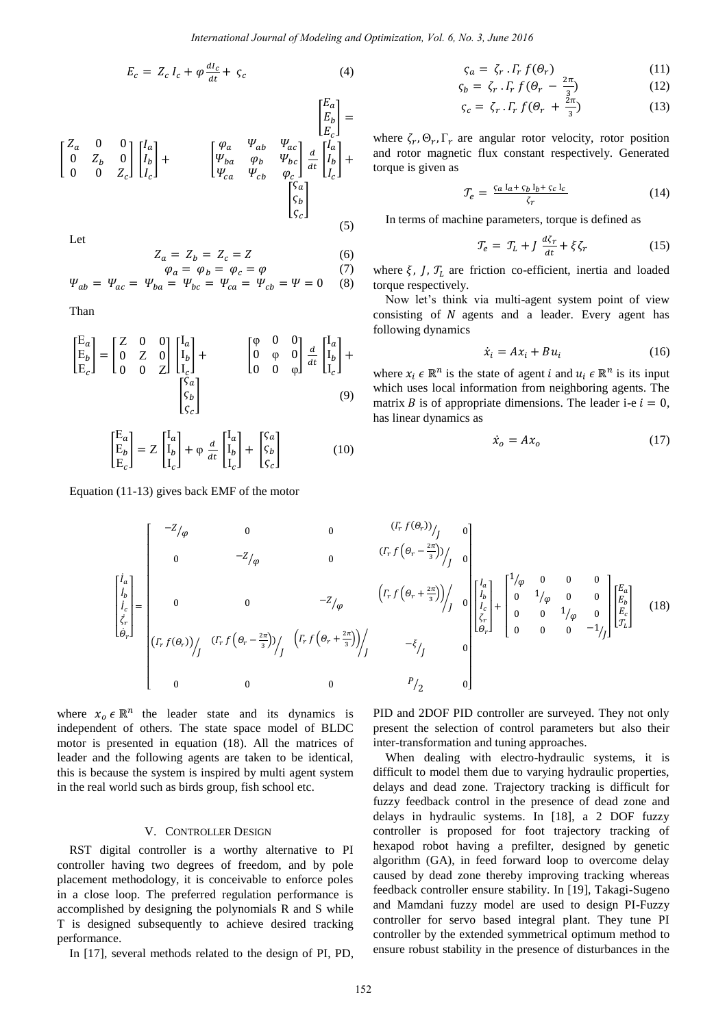$$E_c = Z_c I_c + \varphi \frac{dI_c}{dt} + \varsigma_c \tag{4}$$

$$\begin{bmatrix} E_a \\ E_b \\ E_c \end{bmatrix} = \begin{bmatrix} Z_a & 0 & 0 \\ 0 & Z_b & 0 \\ 0 & 0 & Z_c \end{bmatrix} \begin{bmatrix} I_a \\ I_b \\ I_c \end{bmatrix} + \begin{bmatrix} \varphi_a & \Psi_{ab} & \Psi_{ac} \\ \Psi_{ba} & \varphi_b & \Psi_{bc} \\ \Psi_{ca} & \Psi_{cb} & \varphi_c \end{bmatrix} \frac{d}{dt} \begin{bmatrix} I_a \\ I_b \\ I_c \end{bmatrix} + \begin{bmatrix} \varsigma_a \\ \varsigma_b \\ \varsigma_c \end{bmatrix} \tag{5}$$

Let

$$Z_a = Z_b = Z_c = Z \tag{6}$$

$$\varphi_a = \varphi_b = \varphi_c = \varphi \tag{7}$$

$$\Psi_{ab} = \Psi_{ac} = \Psi_{ba} = \Psi_{bc} = \Psi_{ca} = \Psi_{cb} = \Psi = 0 \tag{8}$$

Than

$$\begin{bmatrix} E_a \\ E_b \\ E_c \end{bmatrix} = \begin{bmatrix} Z & 0 & 0 \\ 0 & Z & 0 \\ 0 & 0 & Z \end{bmatrix} \begin{bmatrix} I_a \\ I_b \\ I_c \end{bmatrix} + \begin{bmatrix} \varphi & 0 & 0 \\ 0 & \varphi & 0 \\ 0 & 0 & \varphi \end{bmatrix} \frac{d}{dt} \begin{bmatrix} I_a \\ I_b \\ I_c \end{bmatrix} + \begin{bmatrix} \varsigma_a \\ \varsigma_b \\ \varsigma_c \end{bmatrix} \tag{9}$$

$$\begin{bmatrix} E_a \\ E_b \\ E_c \end{bmatrix} = Z \begin{bmatrix} I_a \\ I_b \\ I_c \end{bmatrix} + \varphi \frac{d}{dt} \begin{bmatrix} I_a \\ I_b \\ I_c \end{bmatrix} + \begin{bmatrix} \varsigma_a \\ \varsigma_b \\ \varsigma_c \end{bmatrix} \tag{10}$$

Equation (11-13) gives back EMF of the motor

$$\varsigma_a = \zeta_r \, . \, \Gamma_r \, f(\Theta_r) \tag{11}$$

$$\varsigma_b = \zeta_r \, . \, \Gamma_r \, f(\Theta_r - \tfrac{2\pi}{3}) \tag{12}$$

$$\varsigma_c = \zeta_r \, . \, \Gamma_r \, f(\Theta_r + \tfrac{2\pi}{3}) \tag{13}$$

where $\zeta_r, \Theta_r, \Gamma_r$ are angular rotor velocity, rotor position and rotor magnetic flux constant respectively. Generated torque is given as

$$\mathcal{T}_e = \frac{\varsigma_a \, I_a + \varsigma_b \, I_b + \varsigma_c \, I_c}{\zeta_r} \tag{14}$$

In terms of machine parameters, torque is defined as

$$\mathcal{T}_e = \mathcal{T}_L + J \frac{d\zeta_r}{dt} + \xi \zeta_r \tag{15}$$

where $\xi$, $J$, $\mathcal{T}_L$ are friction co-efficient, inertia and loaded torque respectively.

Now let's think via multi-agent system point of view consisting of $N$ agents and a leader. Every agent has following dynamics

$$\dot{x}_i = Ax_i + Bu_i \tag{16}$$

where $x_i \in \mathbb{R}^n$ is the state of agent $i$ and $u_i \in \mathbb{R}^n$ is its input which uses local information from neighboring agents. The matrix $B$ is of appropriate dimensions. The leader i-e $i = 0$, has linear dynamics as

$$\dot{x}_o = Ax_o \tag{17}$$

$$\begin{bmatrix} \dot{I}_a \\ \dot{I}_b \\ \dot{I}_c \\ \dot{\zeta}_r \\ \dot{\Theta}_r \end{bmatrix} = \begin{bmatrix} -Z/\varphi & 0 & 0 & (\Gamma_r f(\Theta_r))/J & 0 \\ 0 & -Z/\varphi & 0 & (\Gamma_r f(\Theta_r - \frac{2\pi}{3}))/J & 0 \\ 0 & 0 & -Z/\varphi & \left(\Gamma_r f\left(\Theta_r + \frac{2\pi}{3}\right)\right)/J & 0 \\ (\Gamma_r f(\Theta_r))/J & (\Gamma_r f\left(\Theta_r - \frac{2\pi}{3}\right))/J & \left(\Gamma_r f\left(\Theta_r + \frac{2\pi}{3}\right)\right)/J & -\xi/J & 0 \\ 0 & 0 & 0 & P/2 & 0 \end{bmatrix} \begin{bmatrix} I_a \\ I_b \\ I_c \\ \zeta_r \\ \Theta_r \end{bmatrix} + \begin{bmatrix} 1/\varphi & 0 & 0 & 0 \\ 0 & 1/\varphi & 0 & 0 \\ 0 & 0 & 1/\varphi & 0 \\ 0 & 0 & 0 & -1/J \end{bmatrix} \begin{bmatrix} E_a \\ E_b \\ E_c \\ \mathcal{T}_L \end{bmatrix} \tag{18}$$

where $x_o \in \mathbb{R}^n$ the leader state and its dynamics is independent of others. The state space model of BLDC motor is presented in equation (18). All the matrices of leader and the following agents are taken to be identical, this is because the system is inspired by multi agent system in the real world such as birds group, fish school etc.

## V. Controller Design

RST digital controller is a worthy alternative to PI controller having two degrees of freedom, and by pole placement methodology, it is conceivable to enforce poles in a close loop. The preferred regulation performance is accomplished by designing the polynomials R and S while T is designed subsequently to achieve desired tracking performance.

In [17], several methods related to the design of PI, PD, PID and 2DOF PID controller are surveyed. They not only present the selection of control parameters but also their inter-transformation and tuning approaches.

When dealing with electro-hydraulic systems, it is difficult to model them due to varying hydraulic properties, delays and dead zone. Trajectory tracking is difficult for fuzzy feedback control in the presence of dead zone and delays in hydraulic systems. In [18], a 2 DOF fuzzy controller is proposed for foot trajectory tracking of hexapod robot having a prefilter, designed by genetic algorithm (GA), in feed forward loop to overcome delay caused by dead zone thereby improving tracking whereas feedback controller ensure stability. In [19], Takagi-Sugeno and Mamdani fuzzy model are used to design PI-Fuzzy controller for servo based integral plant. They tune PI controller by the extended symmetrical optimum method to ensure robust stability in the presence of disturbances in the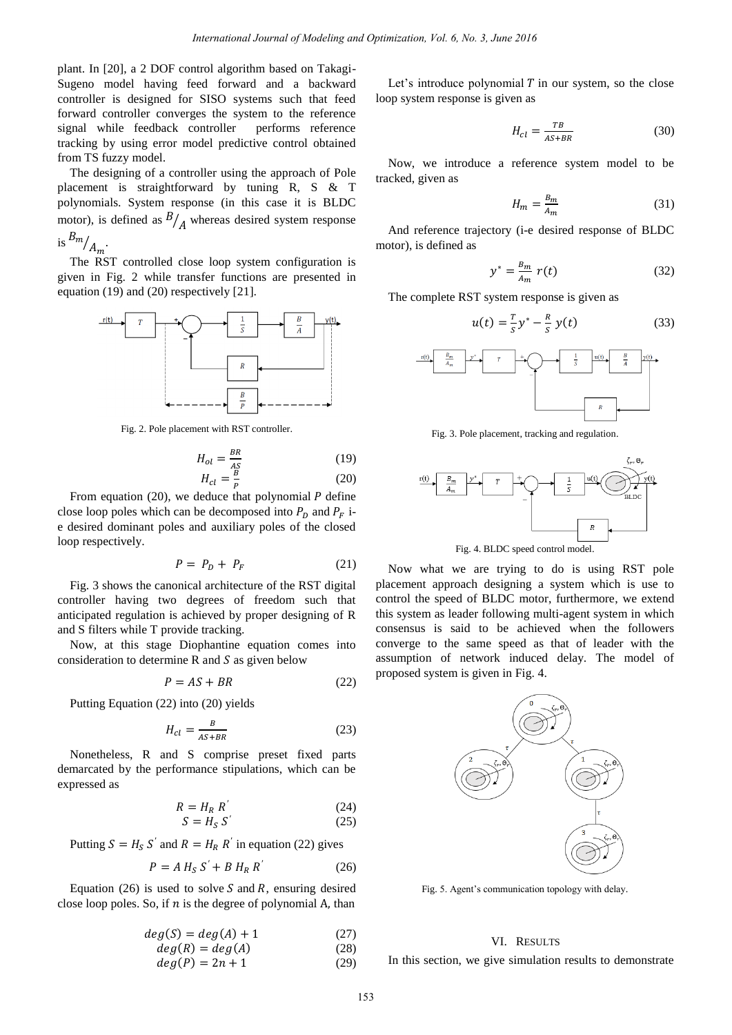plant. In [20], a 2 DOF control algorithm based on Takagi-Sugeno model having feed forward and a backward controller is designed for SISO systems such that feed forward controller converges the system to the reference signal while feedback controller performs reference tracking by using error model predictive control obtained from TS fuzzy model.

The designing of a controller using the approach of Pole placement is straightforward by tuning R, S & T polynomials. System response (in this case it is BLDC motor), is defined as $B/_A$ whereas desired system response is $B_m/_{A_m}$.

The RST controlled close loop system configuration is given in Fig. 2 while transfer functions are presented in equation (19) and (20) respectively [21].

Fig. 2. Pole placement with RST controller.

$$H_{ol} = \frac{BR}{AS} \tag{19}$$

$$H_{cl} = \frac{B}{P} \tag{20}$$

From equation (20), we deduce that polynomial $P$ define close loop poles which can be decomposed into $P_D$ and $P_F$ i-e desired dominant poles and auxiliary poles of the closed loop respectively.

$$P = P_D + P_F \tag{21}$$

Fig. 3 shows the canonical architecture of the RST digital controller having two degrees of freedom such that anticipated regulation is achieved by proper designing of R and S filters while T provide tracking.

Now, at this stage Diophantine equation comes into consideration to determine R and $S$ as given below

$$P = AS + BR \tag{22}$$

Putting Equation (22) into (20) yields

$$H_{cl} = \frac{B}{AS+BR} \tag{23}$$

Nonetheless, R and S comprise preset fixed parts demarcated by the performance stipulations, which can be expressed as

$$R = H_R\, R' \tag{24}$$

$$S = H_S\, S' \tag{25}$$

Putting $S = H_S\, S'$ and $R = H_R\, R'$ in equation (22) gives

$$P = A\, H_S\, S' + B\, H_R\, R' \tag{26}$$

Equation (26) is used to solve $S$ and $R$, ensuring desired close loop poles. So, if $n$ is the degree of polynomial A, than

$$deg(S) = deg(A) + 1 \tag{27}$$

$$deg(R) = deg(A) \tag{28}$$

$$deg(P) = 2n + 1 \tag{29}$$

Let's introduce polynomial $T$ in our system, so the close loop system response is given as

$$H_{cl} = \frac{TB}{AS+BR} \tag{30}$$

Now, we introduce a reference system model to be tracked, given as

$$H_m = \frac{B_m}{A_m} \tag{31}$$

And reference trajectory (i-e desired response of BLDC motor), is defined as

$$y^* = \frac{B_m}{A_m}\, r(t) \tag{32}$$

The complete RST system response is given as

$$u(t) = \frac{T}{S} y^* - \frac{R}{S}\, y(t) \tag{33}$$

Fig. 3. Pole placement, tracking and regulation.

Fig. 4. BLDC speed control model.

Now what we are trying to do is using RST pole placement approach designing a system which is use to control the speed of BLDC motor, furthermore, we extend this system as leader following multi-agent system in which consensus is said to be achieved when the followers converge to the same speed as that of leader with the assumption of network induced delay. The model of proposed system is given in Fig. 4.

Fig. 5. Agent's communication topology with delay.

## VI. Results

In this section, we give simulation results to demonstrate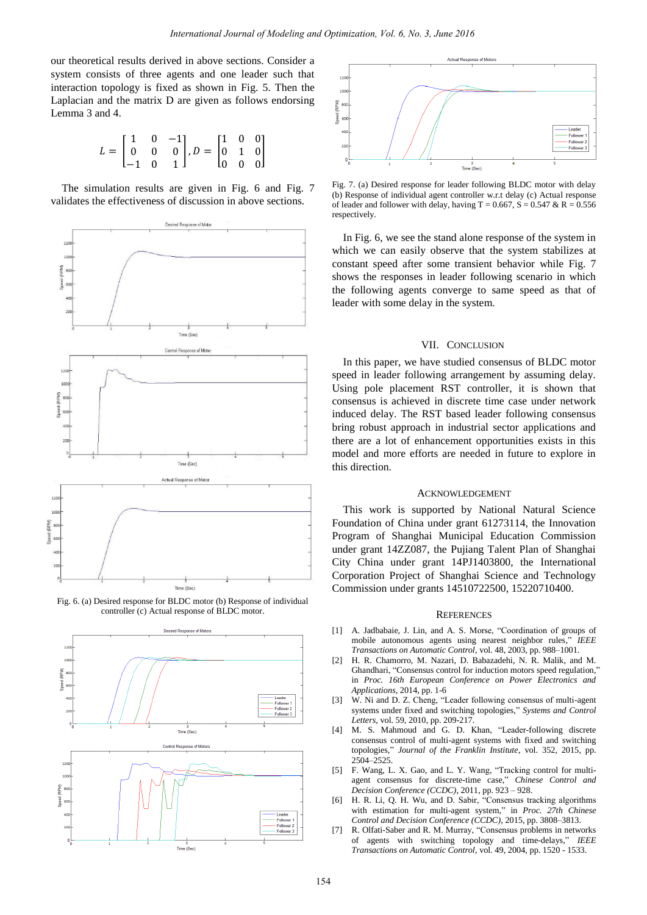our theoretical results derived in above sections. Consider a system consists of three agents and one leader such that interaction topology is fixed as shown in Fig. 5. Then the Laplacian and the matrix D are given as follows endorsing Lemma 3 and 4.

$$L = \begin{bmatrix} 1 & 0 & -1 \\ 0 & 0 & 0 \\ -1 & 0 & 1 \end{bmatrix}, D = \begin{bmatrix} 1 & 0 & 0 \\ 0 & 1 & 0 \\ 0 & 0 & 0 \end{bmatrix}$$

The simulation results are given in Fig. 6 and Fig. 7 validates the effectiveness of discussion in above sections.

Fig. 6. (a) Desired response for BLDC motor (b) Response of individual controller (c) Actual response of BLDC motor.

Fig. 7. (a) Desired response for leader following BLDC motor with delay (b) Response of individual agent controller w.r.t delay (c) Actual response of leader and follower with delay, having T = 0.667, S = 0.547 & R = 0.556 respectively.

In Fig. 6, we see the stand alone response of the system in which we can easily observe that the system stabilizes at constant speed after some transient behavior while Fig. 7 shows the responses in leader following scenario in which the following agents converge to same speed as that of leader with some delay in the system.

## VII. Conclusion

In this paper, we have studied consensus of BLDC motor speed in leader following arrangement by assuming delay. Using pole placement RST controller, it is shown that consensus is achieved in discrete time case under network induced delay. The RST based leader following consensus bring robust approach in industrial sector applications and there are a lot of enhancement opportunities exists in this model and more efforts are needed in future to explore in this direction.

## Acknowledgement

This work is supported by National Natural Science Foundation of China under grant 61273114, the Innovation Program of Shanghai Municipal Education Commission under grant 14ZZ087, the Pujiang Talent Plan of Shanghai City China under grant 14PJ1403800, the International Corporation Project of Shanghai Science and Technology Commission under grants 14510722500, 15220710400.

## References

[1] A. Jadbabaie, J. Lin, and A. S. Morse, "Coordination of groups of mobile autonomous agents using nearest neighbor rules," *IEEE Transactions on Automatic Control*, vol. 48, 2003, pp. 988–1001.

[2] H. R. Chamorro, M. Nazari, D. Babazadehi, N. R. Malik, and M. Ghandhari, "Consensus control for induction motors speed regulation," in *Proc. 16th European Conference on Power Electronics and Applications*, 2014, pp. 1-6

[3] W. Ni and D. Z. Cheng, "Leader following consensus of multi-agent systems under fixed and switching topologies," *Systems and Control Letters*, vol. 59, 2010, pp. 209-217.

[4] M. S. Mahmoud and G. D. Khan, "Leader-following discrete consensus control of multi-agent systems with fixed and switching topologies," *Journal of the Franklin Institute*, vol. 352, 2015, pp. 2504–2525.

[5] F. Wang, L. X. Gao, and L. Y. Wang, "Tracking control for multi-agent consensus for discrete-time case," *Chinese Control and Decision Conference (CCDC)*, 2011, pp. 923 – 928.

[6] H. R. Li, Q. H. Wu, and D. Sabir, "Consensus tracking algorithms with estimation for multi-agent system," in *Proc. 27th Chinese Control and Decision Conference (CCDC)*, 2015, pp. 3808–3813.

[7] R. Olfati-Saber and R. M. Murray, "Consensus problems in networks of agents with switching topology and time-delays," *IEEE Transactions on Automatic Control*, vol. 49, 2004, pp. 1520 - 1533.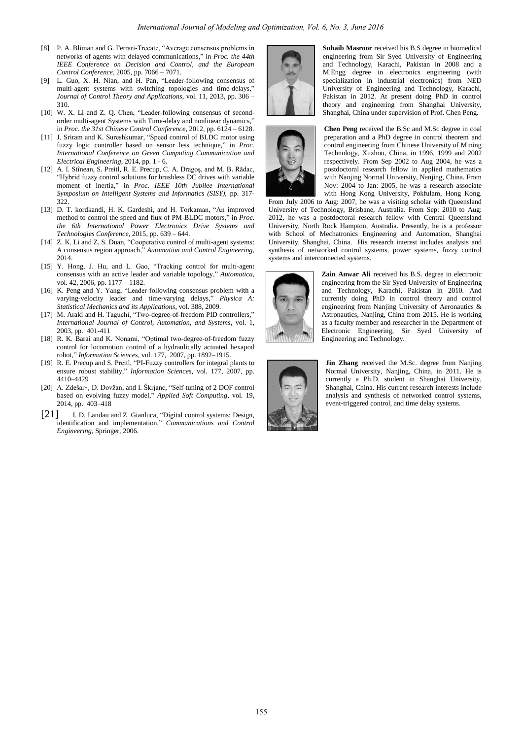[8] P. A. Bliman and G. Ferrari-Trecate, "Average consensus problems in networks of agents with delayed communications," in *Proc. the 44th IEEE Conference on Decision and Control, and the European Control Conference*, 2005, pp. 7066 – 7071.

[9] L. Guo, X. H. Nian, and H. Pan, "Leader-following consensus of multi-agent systems with switching topologies and time-delays," *Journal of Control Theory and Applications*, vol. 11, 2013, pp. 306 – 310.

[10] W. X. Li and Z. Q. Chen, "Leader-following consensus of second-order multi-agent Systems with Time-delay and nonlinear dynamics," in *Proc. the 31st Chinese Control Conference*, 2012, pp. 6124 – 6128.

[11] J. Sriram and K. Sureshkumar, "Speed control of BLDC motor using fuzzy logic controller based on sensor less technique," in *Proc. International Conference on Green Computing Communication and Electrical Engineering*, 2014, pp. 1 - 6.

[12] A. I. Stînean, S. Preitl, R. E. Precup, C. A. Dragoș, and M. B. Rădac, "Hybrid fuzzy control solutions for brushless DC drives with variable moment of inertia," in *Proc. IEEE 10th Jubilee International Symposium on Intelligent Systems and Informatics (SISY)*, pp. 317-322.

[13] D. T. kordkandi, H. K. Gardeshi, and H. Torkaman, "An improved method to control the speed and flux of PM-BLDC motors," in *Proc. the 6th International Power Electronics Drive Systems and Technologies Conference*, 2015, pp. 639 – 644.

[14] Z. K. Li and Z. S. Duan, "Cooperative control of multi-agent systems: A consensus region approach," *Automation and Control Engineering*, 2014.

[15] Y. Hong, J. Hu, and L. Gao, "Tracking control for multi-agent consensus with an active leader and variable topology," *Automatica*, vol. 42, 2006, pp. 1177 – 1182.

[16] K. Peng and Y. Yang, "Leader-following consensus problem with a varying-velocity leader and time-varying delays," *Physica A: Statistical Mechanics and its Applications*, vol. 388, 2009.

[17] M. Araki and H. Taguchi, "Two-degree-of-freedom PID controllers," *International Journal of Control, Automation, and Systems*, vol. 1, 2003, pp. 401-411

[18] R. K. Barai and K. Nonami, "Optimal two-degree-of-freedom fuzzy control for locomotion control of a hydraulically actuated hexapod robot," *Information Sciences*, vol. 177, 2007, pp. 1892–1915.

[19] R. E. Precup and S. Preitl, "PI-Fuzzy controllers for integral plants to ensure robust stability," *Information Sciences*, vol. 177, 2007, pp. 4410–4429

[20] A. Zdešar∗, D. Dovžan, and I. Škrjanc, "Self-tuning of 2 DOF control based on evolving fuzzy model," *Applied Soft Computing*, vol. 19, 2014, pp. 403–418

[21] I. D. Landau and Z. Gianluca, "Digital control systems: Design, identification and implementation," *Communications and Control Engineering*, Springer, 2006.

**Suhaib Masroor** received his B.S degree in biomedical engineering from Sir Syed University of Engineering and Technology, Karachi, Pakistan in 2008 and a M.Engg degree in electronics engineering (with specialization in industrial electronics) from NED University of Engineering and Technology, Karachi, Pakistan in 2012. At present doing PhD in control theory and engineering from Shanghai University, Shanghai, China under supervision of Prof. Chen Peng.

**Chen Peng** received the B.Sc and M.Sc degree in coal preparation and a PhD degree in control theorem and control engineering from Chinese University of Mining Technology, Xuzhou, China, in 1996, 1999 and 2002 respectively. From Sep 2002 to Aug 2004, he was a postdoctoral research fellow in applied mathematics with Nanjing Normal University, Nanjing, China. From Nov: 2004 to Jan: 2005, he was a research associate with Hong Kong University, Pokfulam, Hong Kong. From July 2006 to Aug: 2007, he was a visiting scholar with Queensland University of Technology, Brisbane, Australia. From Sep: 2010 to Aug: 2012, he was a postdoctoral research fellow with Central Queensland University, North Rock Hampton, Australia. Presently, he is a professor with School of Mechatronics Engineering and Automation, Shanghai University, Shanghai, China. His research interest includes analysis and synthesis of networked control systems, power systems, fuzzy control systems and interconnected systems.

**Zain Anwar Ali** received his B.S. degree in electronic engineering from the Sir Syed University of Engineering and Technology, Karachi, Pakistan in 2010. And currently doing PhD in control theory and control engineering from Nanjing University of Aeronautics & Astronautics, Nanjing, China from 2015. He is working as a faculty member and researcher in the Department of Electronic Engineering, Sir Syed University of Engineering and Technology.

**Jin Zhang** received the M.Sc. degree from Nanjing Normal University, Nanjing, China, in 2011. He is currently a Ph.D. student in Shanghai University, Shanghai, China. His current research interests include analysis and synthesis of networked control systems, event-triggered control, and time delay systems.